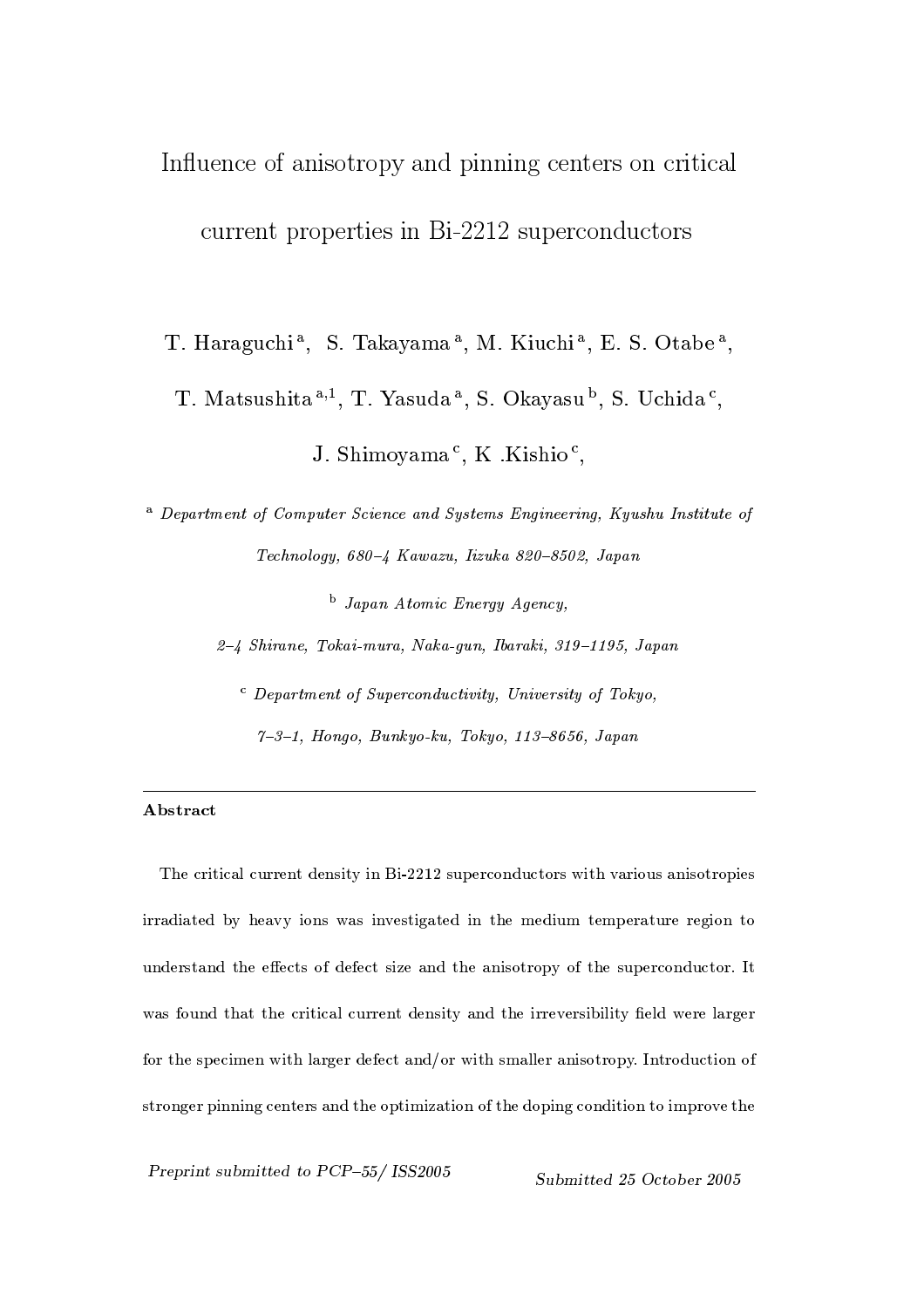# Influence of anisotropy and pinning centers on critical current properties in Bi-2212 superconductors

T. Haraguchi [a], S. Takayama [a], M. Kiuchi [a], E. S. Otabe [a], T. Matsushita [a,1], T. Yasuda [a], S. Okayasu [b], S. Uchida [c], J. Shimoyama [c], K .Kishio [c],

[a] *Department of Computer Science and Systems Engineering, Kyushu Institute of Technology, 680–4 Kawazu, Iizuka 820–8502, Japan*

[b] *Japan Atomic Energy Agency, 2–4 Shirane, Tokai-mura, Naka-gun, Ibaraki, 319–1195, Japan*

[c] *Department of Superconductivity, University of Tokyo, 7–3–1, Hongo, Bunkyo-ku, Tokyo, 113–8656, Japan*

---

**Abstract**

The critical current density in Bi-2212 superconductors with various anisotropies irradiated by heavy ions was investigated in the medium temperature region to understand the effects of defect size and the anisotropy of the superconductor. It was found that the critical current density and the irreversibility field were larger for the specimen with larger defect and/or with smaller anisotropy. Introduction of stronger pinning centers and the optimization of the doping condition to improve the

*Preprint submitted to PCP–55/ ISS2005* Submitted 25 October 2005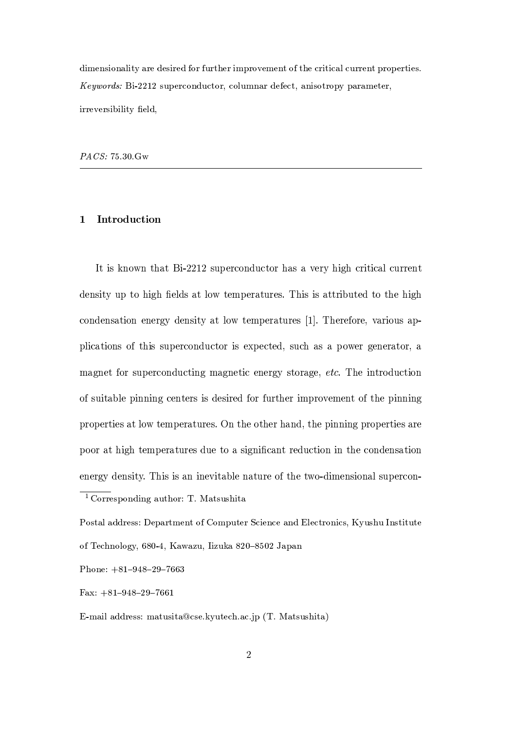dimensionality are desired for further improvement of the critical current properties.

*Keywords:* Bi-2212 superconductor, columnar defect, anisotropy parameter, irreversibility field,

*PACS:* 75.30.Gw

---

## 1 Introduction

It is known that Bi-2212 superconductor has a very high critical current density up to high fields at low temperatures. This is attributed to the high condensation energy density at low temperatures [1]. Therefore, various applications of this superconductor is expected, such as a power generator, a magnet for superconducting magnetic energy storage, *etc.* The introduction of suitable pinning centers is desired for further improvement of the pinning properties at low temperatures. On the other hand, the pinning properties are poor at high temperatures due to a significant reduction in the condensation energy density. This is an inevitable nature of the two-dimensional supercon-

[1] Corresponding author: T. Matsushita

Postal address: Department of Computer Science and Electronics, Kyushu Institute of Technology, 680-4, Kawazu, Iizuka 820–8502 Japan

Phone: +81–948–29–7663

Fax: +81–948–29–7661

E-mail address: matusita@cse.kyutech.ac.jp (T. Matsushita)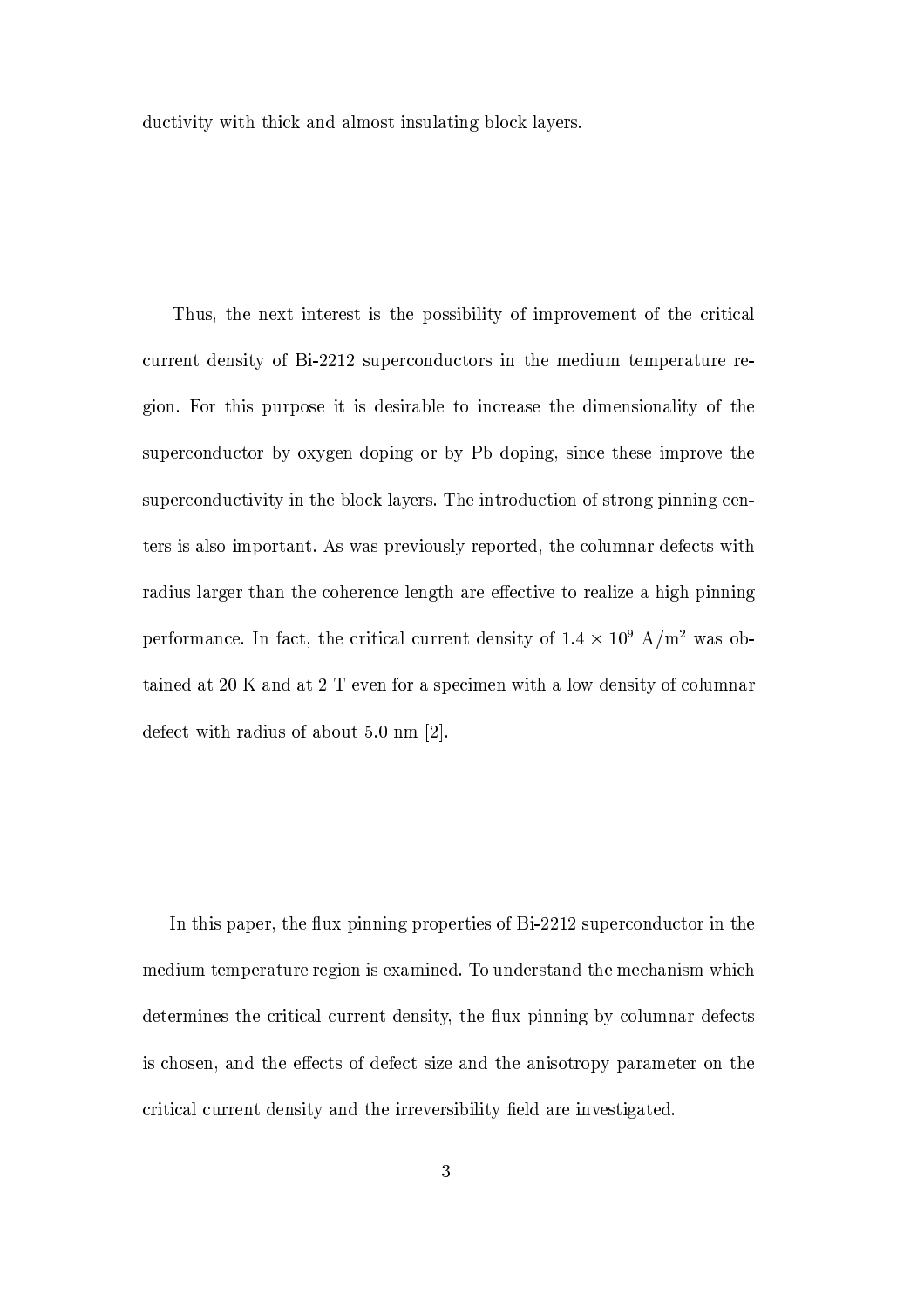ductivity with thick and almost insulating block layers.

Thus, the next interest is the possibility of improvement of the critical current density of Bi-2212 superconductors in the medium temperature region. For this purpose it is desirable to increase the dimensionality of the superconductor by oxygen doping or by Pb doping, since these improve the superconductivity in the block layers. The introduction of strong pinning centers is also important. As was previously reported, the columnar defects with radius larger than the coherence length are effective to realize a high pinning performance. In fact, the critical current density of $1.4 \times 10^9$ A/m$^2$ was obtained at 20 K and at 2 T even for a specimen with a low density of columnar defect with radius of about 5.0 nm [2].

In this paper, the flux pinning properties of Bi-2212 superconductor in the medium temperature region is examined. To understand the mechanism which determines the critical current density, the flux pinning by columnar defects is chosen, and the effects of defect size and the anisotropy parameter on the critical current density and the irreversibility field are investigated.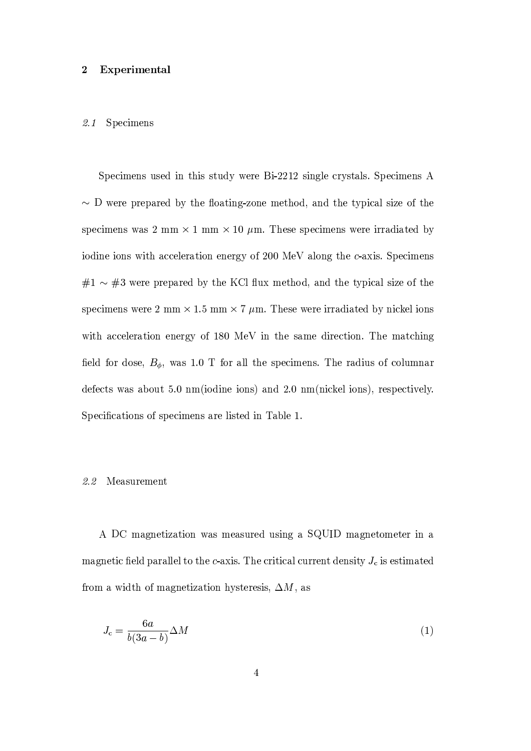## 2 Experimental

### *2.1* Specimens

Specimens used in this study were Bi-2212 single crystals. Specimens A $\sim$ D were prepared by the floating-zone method, and the typical size of the specimens was 2 mm $\times$ 1 mm $\times$ 10 $\mu$m. These specimens were irradiated by iodine ions with acceleration energy of 200 MeV along the *c*-axis. Specimens #1 $\sim$ #3 were prepared by the KCl flux method, and the typical size of the specimens were 2 mm $\times$ 1.5 mm $\times$ 7 $\mu$m. These were irradiated by nickel ions with acceleration energy of 180 MeV in the same direction. The matching field for dose, $B_\phi$, was 1.0 T for all the specimens. The radius of columnar defects was about 5.0 nm(iodine ions) and 2.0 nm(nickel ions), respectively. Specifications of specimens are listed in Table 1.

### *2.2* Measurement

A DC magnetization was measured using a SQUID magnetometer in a magnetic field parallel to the *c*-axis. The critical current density $J_\mathrm{c}$ is estimated from a width of magnetization hysteresis, $\Delta M$, as

$$J_\mathrm{c} = \frac{6a}{b(3a-b)}\Delta M \tag{1}$$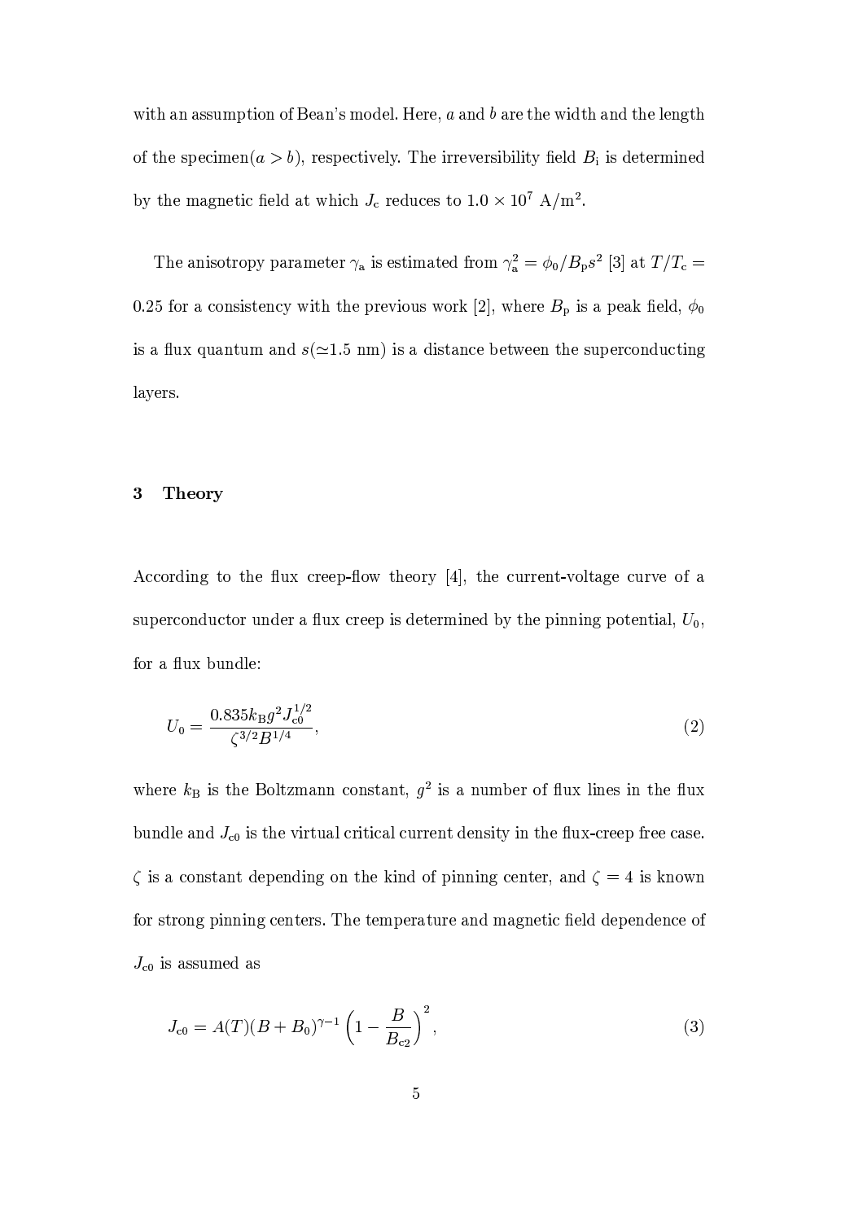with an assumption of Bean's model. Here, $a$ and $b$ are the width and the length of the specimen($a > b$), respectively. The irreversibility field $B_{\mathrm{i}}$ is determined by the magnetic field at which $J_{\mathrm{c}}$ reduces to $1.0 \times 10^{7}$ A/m$^2$.

The anisotropy parameter $\gamma_{\mathrm{a}}$ is estimated from $\gamma_{\mathrm{a}}^2 = \phi_0 / B_{\mathrm{p}} s^2$ [3] at $T/T_{\mathrm{c}} = 0.25$ for a consistency with the previous work [2], where $B_{\mathrm{p}}$ is a peak field, $\phi_0$ is a flux quantum and $s$($\simeq$1.5 nm) is a distance between the superconducting layers.

## 3 Theory

According to the flux creep-flow theory [4], the current-voltage curve of a superconductor under a flux creep is determined by the pinning potential, $U_0$, for a flux bundle:

$$U_0 = \frac{0.835 k_{\mathrm{B}} g^2 J_{\mathrm{c0}}^{1/2}}{\zeta^{3/2} B^{1/4}}, \tag{2}$$

where $k_{\mathrm{B}}$ is the Boltzmann constant, $g^2$ is a number of flux lines in the flux bundle and $J_{\mathrm{c0}}$ is the virtual critical current density in the flux-creep free case. $\zeta$ is a constant depending on the kind of pinning center, and $\zeta = 4$ is known for strong pinning centers. The temperature and magnetic field dependence of $J_{\mathrm{c0}}$ is assumed as

$$J_{\mathrm{c0}} = A(T)(B + B_0)^{\gamma - 1} \left(1 - \frac{B}{B_{\mathrm{c2}}}\right)^2, \tag{3}$$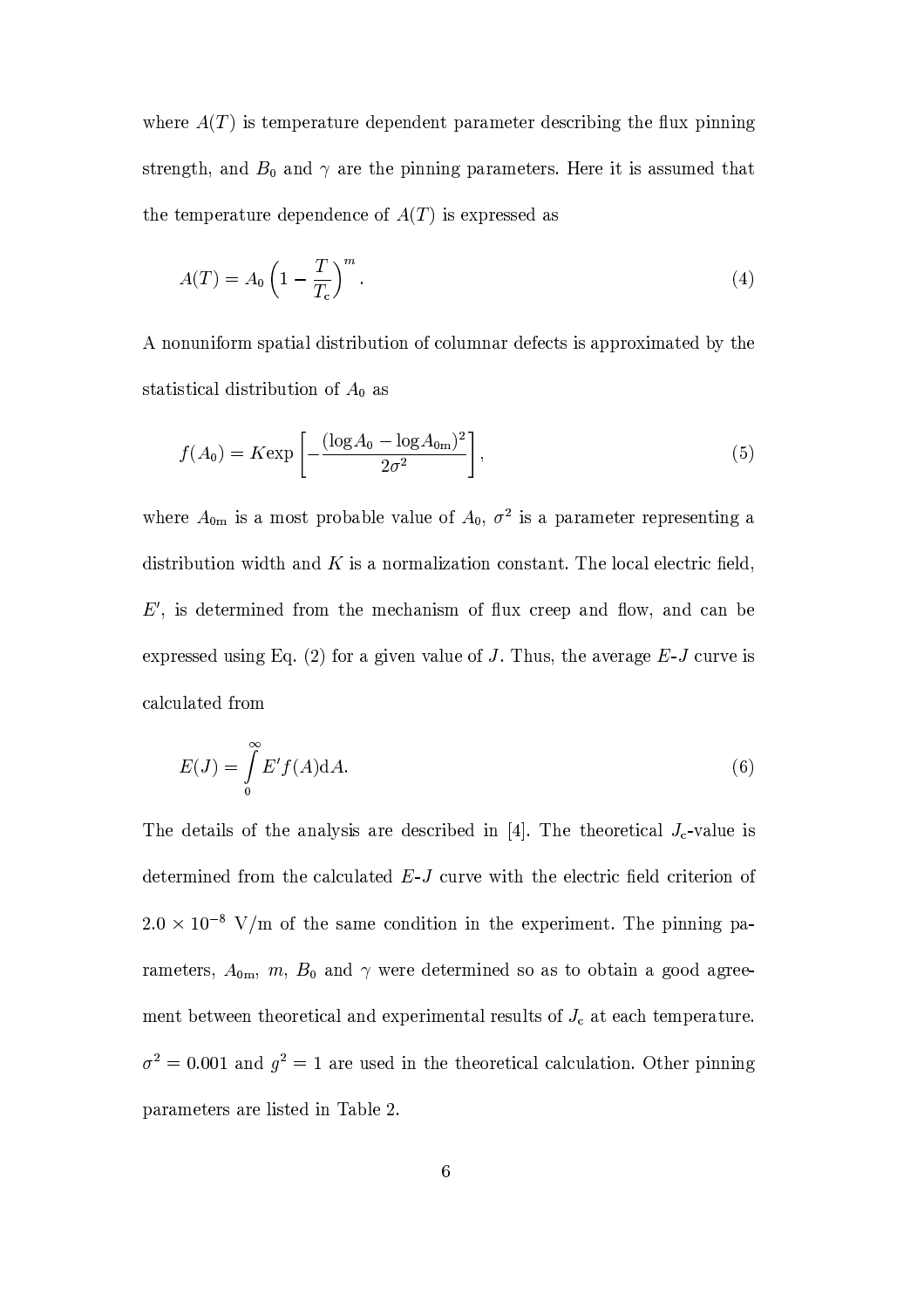where $A(T)$ is temperature dependent parameter describing the flux pinning strength, and $B_0$ and $\gamma$ are the pinning parameters. Here it is assumed that the temperature dependence of $A(T)$ is expressed as

$$A(T) = A_0 \left(1 - \frac{T}{T_c}\right)^m. \tag{4}$$

A nonuniform spatial distribution of columnar defects is approximated by the statistical distribution of $A_0$ as

$$f(A_0) = K\exp\left[-\frac{(\log A_0 - \log A_{0\mathrm{m}})^2}{2\sigma^2}\right], \tag{5}$$

where $A_{0\mathrm{m}}$ is a most probable value of $A_0$, $\sigma^2$ is a parameter representing a distribution width and $K$ is a normalization constant. The local electric field, $E'$, is determined from the mechanism of flux creep and flow, and can be expressed using Eq. (2) for a given value of $J$. Thus, the average $E$-$J$ curve is calculated from

$$E(J) = \int_0^\infty E' f(A) \mathrm{d}A. \tag{6}$$

The details of the analysis are described in [4]. The theoretical $J_c$-value is determined from the calculated $E$-$J$ curve with the electric field criterion of $2.0 \times 10^{-8}$ V/m of the same condition in the experiment. The pinning parameters, $A_{0\mathrm{m}}$, $m$, $B_0$ and $\gamma$ were determined so as to obtain a good agreement between theoretical and experimental results of $J_c$ at each temperature. $\sigma^2 = 0.001$ and $g^2 = 1$ are used in the theoretical calculation. Other pinning parameters are listed in Table 2.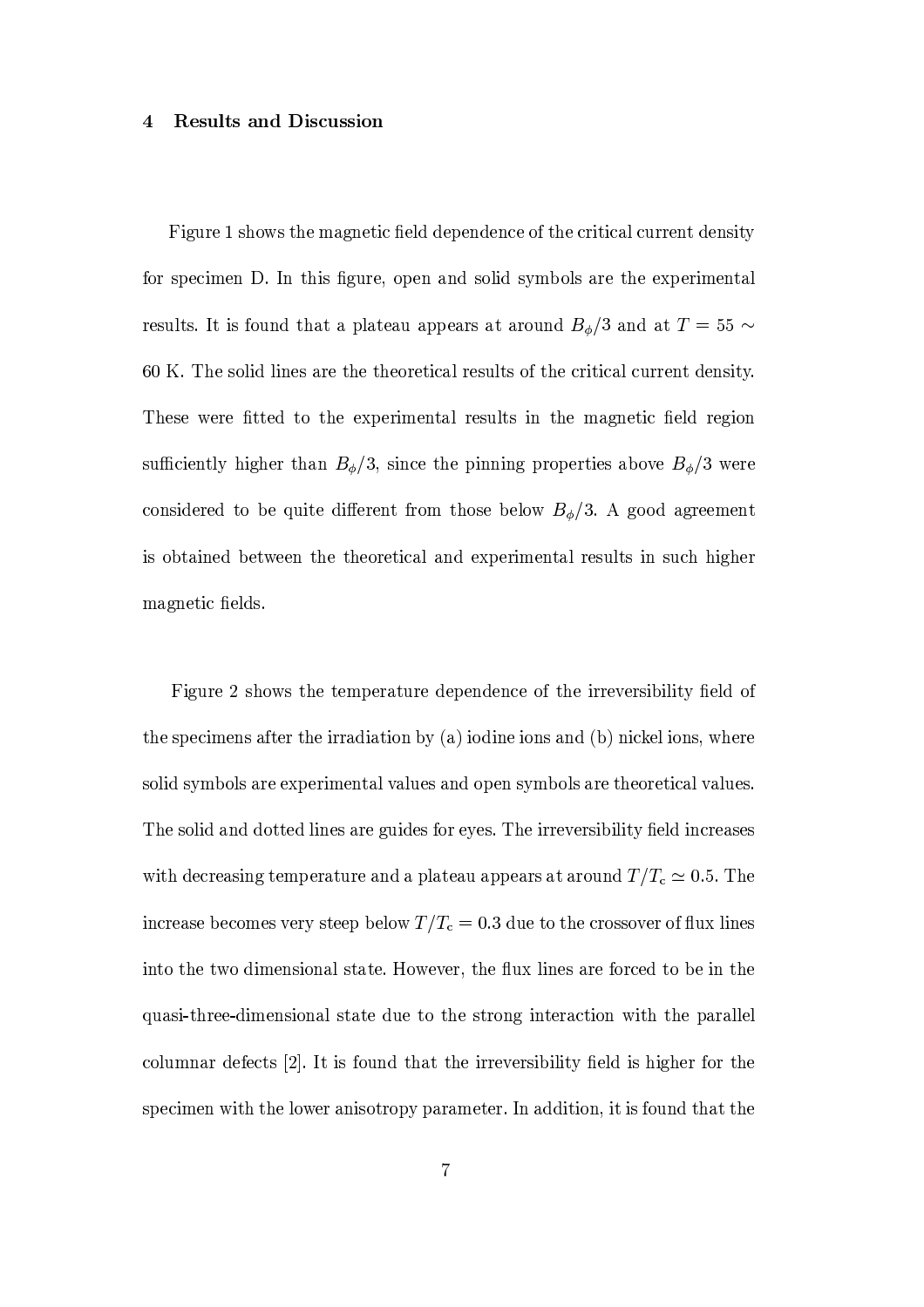## 4 Results and Discussion

Figure 1 shows the magnetic field dependence of the critical current density for specimen D. In this figure, open and solid symbols are the experimental results. It is found that a plateau appears at around $B_{\phi}/3$ and at $T = 55 \sim 60$ K. The solid lines are the theoretical results of the critical current density. These were fitted to the experimental results in the magnetic field region sufficiently higher than $B_{\phi}/3$, since the pinning properties above $B_{\phi}/3$ were considered to be quite different from those below $B_{\phi}/3$. A good agreement is obtained between the theoretical and experimental results in such higher magnetic fields.

Figure 2 shows the temperature dependence of the irreversibility field of the specimens after the irradiation by (a) iodine ions and (b) nickel ions, where solid symbols are experimental values and open symbols are theoretical values. The solid and dotted lines are guides for eyes. The irreversibility field increases with decreasing temperature and a plateau appears at around $T/T_{\mathrm{c}} \simeq 0.5$. The increase becomes very steep below $T/T_{\mathrm{c}} = 0.3$ due to the crossover of flux lines into the two dimensional state. However, the flux lines are forced to be in the quasi-three-dimensional state due to the strong interaction with the parallel columnar defects [2]. It is found that the irreversibility field is higher for the specimen with the lower anisotropy parameter. In addition, it is found that the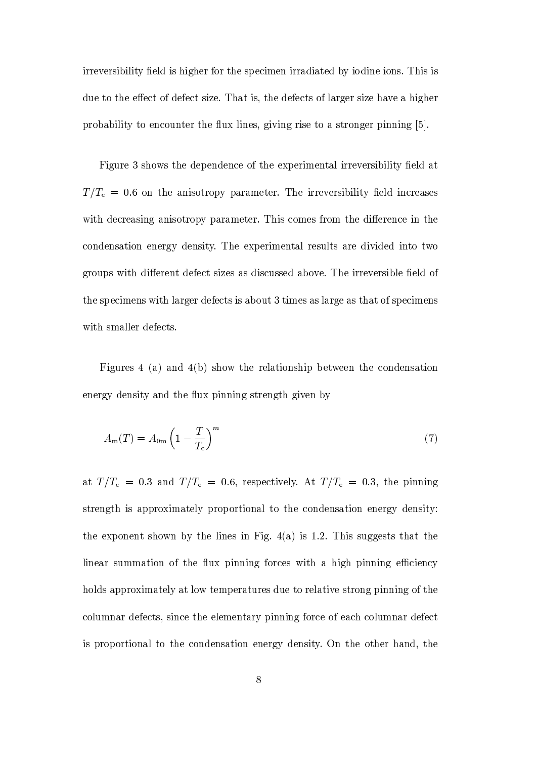irreversibility field is higher for the specimen irradiated by iodine ions. This is due to the effect of defect size. That is, the defects of larger size have a higher probability to encounter the flux lines, giving rise to a stronger pinning [5].

Figure 3 shows the dependence of the experimental irreversibility field at $T/T_\mathrm{c} = 0.6$ on the anisotropy parameter. The irreversibility field increases with decreasing anisotropy parameter. This comes from the difference in the condensation energy density. The experimental results are divided into two groups with different defect sizes as discussed above. The irreversible field of the specimens with larger defects is about 3 times as large as that of specimens with smaller defects.

Figures 4 (a) and 4(b) show the relationship between the condensation energy density and the flux pinning strength given by

$$A_\mathrm{m}(T) = A_{0\mathrm{m}} \left( 1 - \frac{T}{T_\mathrm{c}} \right)^m \tag{7}$$

at $T/T_\mathrm{c} = 0.3$ and $T/T_\mathrm{c} = 0.6$, respectively. At $T/T_\mathrm{c} = 0.3$, the pinning strength is approximately proportional to the condensation energy density: the exponent shown by the lines in Fig. 4(a) is 1.2. This suggests that the linear summation of the flux pinning forces with a high pinning efficiency holds approximately at low temperatures due to relative strong pinning of the columnar defects, since the elementary pinning force of each columnar defect is proportional to the condensation energy density. On the other hand, the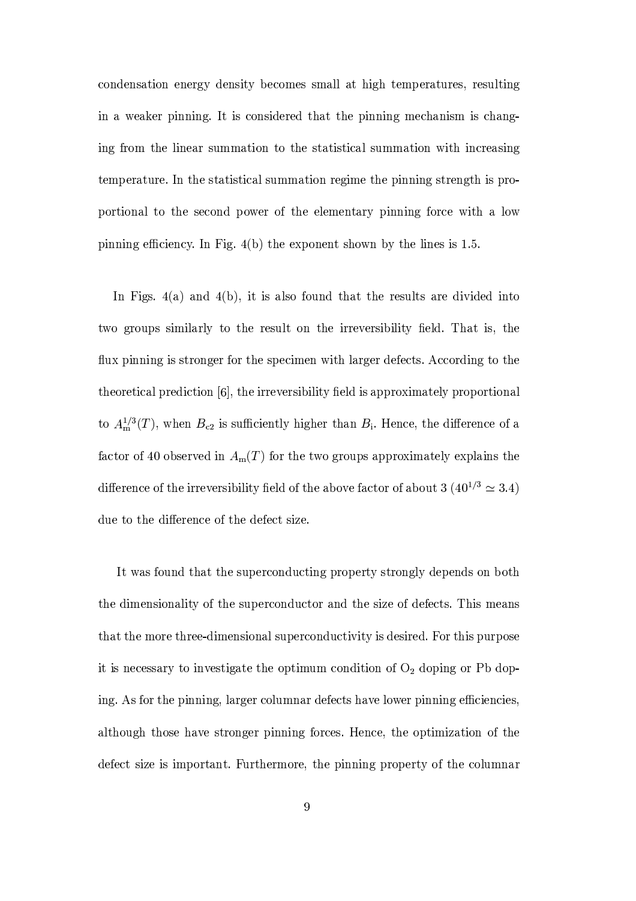condensation energy density becomes small at high temperatures, resulting in a weaker pinning. It is considered that the pinning mechanism is changing from the linear summation to the statistical summation with increasing temperature. In the statistical summation regime the pinning strength is proportional to the second power of the elementary pinning force with a low pinning efficiency. In Fig. 4(b) the exponent shown by the lines is 1.5.

In Figs. 4(a) and 4(b), it is also found that the results are divided into two groups similarly to the result on the irreversibility field. That is, the flux pinning is stronger for the specimen with larger defects. According to the theoretical prediction [6], the irreversibility field is approximately proportional to $A_{\mathrm{m}}^{1/3}(T)$, when $B_{\mathrm{c2}}$ is sufficiently higher than $B_{\mathrm{i}}$. Hence, the difference of a factor of 40 observed in $A_{\mathrm{m}}(T)$ for the two groups approximately explains the difference of the irreversibility field of the above factor of about 3 ($40^{1/3} \simeq 3.4$) due to the difference of the defect size.

It was found that the superconducting property strongly depends on both the dimensionality of the superconductor and the size of defects. This means that the more three-dimensional superconductivity is desired. For this purpose it is necessary to investigate the optimum condition of $O_2$ doping or Pb doping. As for the pinning, larger columnar defects have lower pinning efficiencies, although those have stronger pinning forces. Hence, the optimization of the defect size is important. Furthermore, the pinning property of the columnar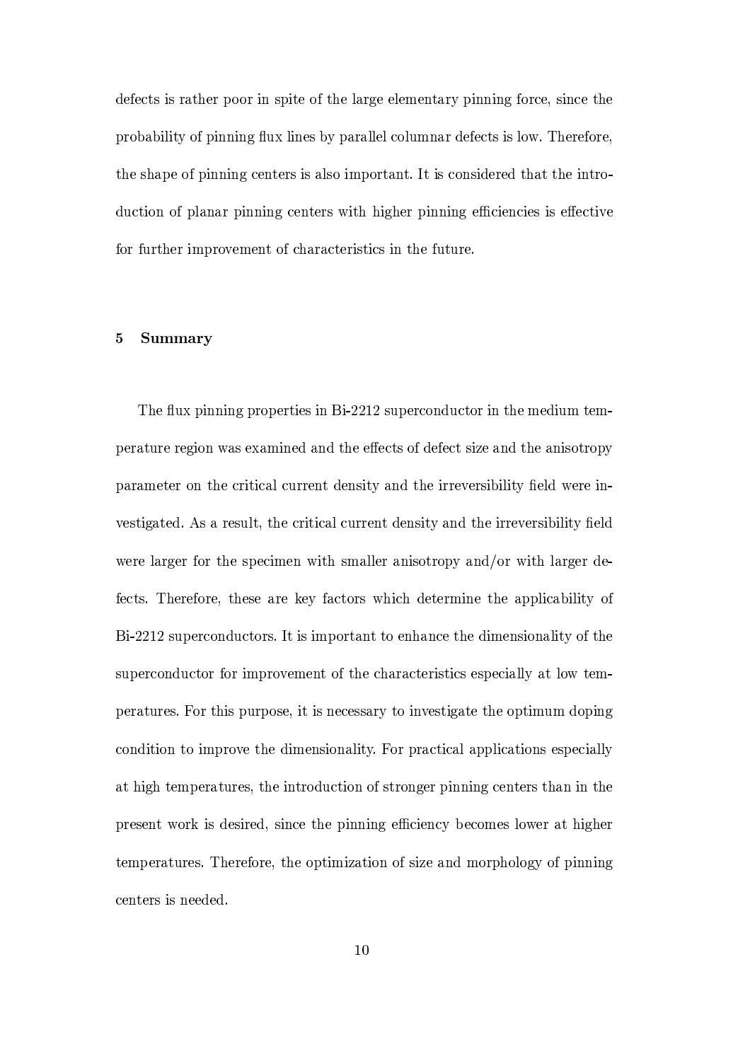defects is rather poor in spite of the large elementary pinning force, since the probability of pinning flux lines by parallel columnar defects is low. Therefore, the shape of pinning centers is also important. It is considered that the introduction of planar pinning centers with higher pinning efficiencies is effective for further improvement of characteristics in the future.

## 5 Summary

The flux pinning properties in Bi-2212 superconductor in the medium temperature region was examined and the effects of defect size and the anisotropy parameter on the critical current density and the irreversibility field were investigated. As a result, the critical current density and the irreversibility field were larger for the specimen with smaller anisotropy and/or with larger defects. Therefore, these are key factors which determine the applicability of Bi-2212 superconductors. It is important to enhance the dimensionality of the superconductor for improvement of the characteristics especially at low temperatures. For this purpose, it is necessary to investigate the optimum doping condition to improve the dimensionality. For practical applications especially at high temperatures, the introduction of stronger pinning centers than in the present work is desired, since the pinning efficiency becomes lower at higher temperatures. Therefore, the optimization of size and morphology of pinning centers is needed.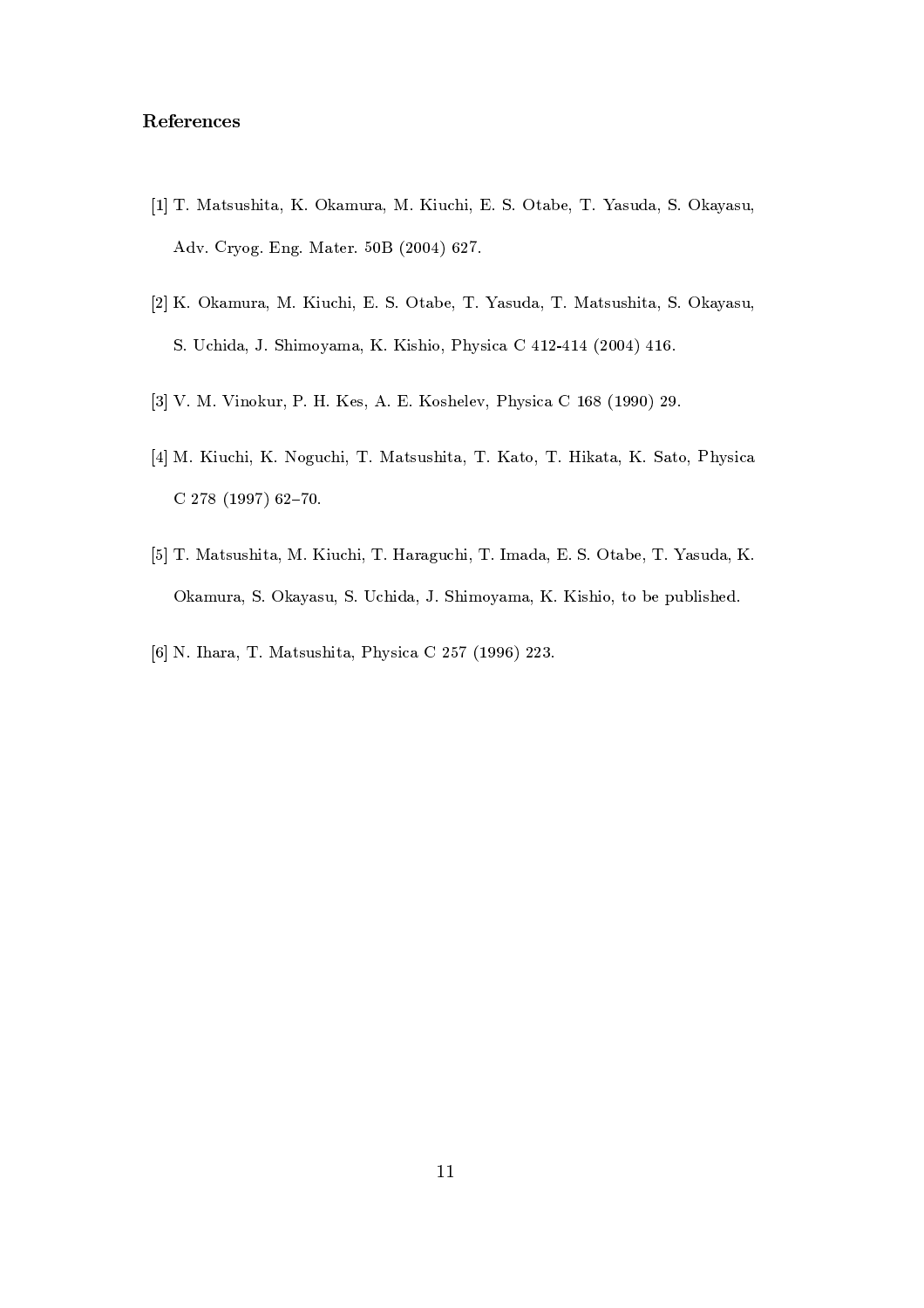## References

[1] T. Matsushita, K. Okamura, M. Kiuchi, E. S. Otabe, T. Yasuda, S. Okayasu, Adv. Cryog. Eng. Mater. 50B (2004) 627.

[2] K. Okamura, M. Kiuchi, E. S. Otabe, T. Yasuda, T. Matsushita, S. Okayasu, S. Uchida, J. Shimoyama, K. Kishio, Physica C 412-414 (2004) 416.

[3] V. M. Vinokur, P. H. Kes, A. E. Koshelev, Physica C 168 (1990) 29.

[4] M. Kiuchi, K. Noguchi, T. Matsushita, T. Kato, T. Hikata, K. Sato, Physica C 278 (1997) 62–70.

[5] T. Matsushita, M. Kiuchi, T. Haraguchi, T. Imada, E. S. Otabe, T. Yasuda, K. Okamura, S. Okayasu, S. Uchida, J. Shimoyama, K. Kishio, to be published.

[6] N. Ihara, T. Matsushita, Physica C 257 (1996) 223.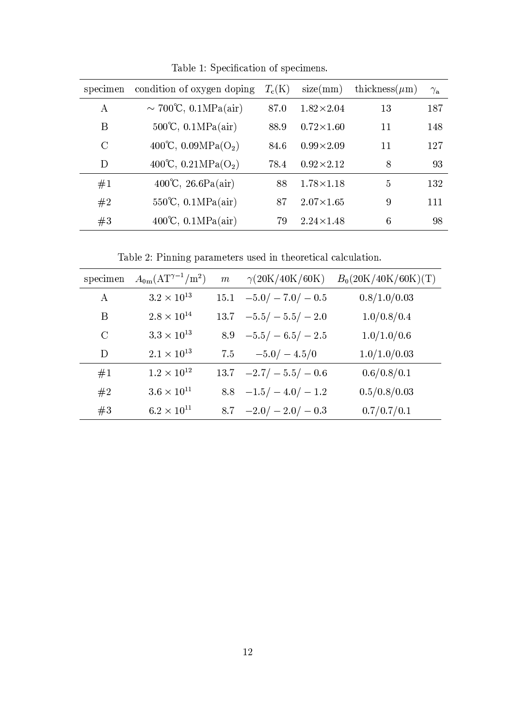Table 1: Specification of specimens.

| specimen | condition of oxygen doping | $T_c$(K) | size(mm) | thickness($\mu$m) | $\gamma_a$ |
|---|---|---|---|---|---|
| A | $\sim$ 700℃, 0.1MPa(air) | 87.0 | 1.82×2.04 | 13 | 187 |
| B | 500℃, 0.1MPa(air) | 88.9 | 0.72×1.60 | 11 | 148 |
| C | 400℃, 0.09MPa($O_2$) | 84.6 | 0.99×2.09 | 11 | 127 |
| D | 400℃, 0.21MPa($O_2$) | 78.4 | 0.92×2.12 | 8 | 93 |
| #1 | 400℃, 26.6Pa(air) | 88 | 1.78×1.18 | 5 | 132 |
| #2 | 550℃, 0.1MPa(air) | 87 | 2.07×1.65 | 9 | 111 |
| #3 | 400℃, 0.1MPa(air) | 79 | 2.24×1.48 | 6 | 98 |

Table 2: Pinning parameters used in theoretical calculation.

| specimen | $A_{0m}$(AT$^{\gamma-1}$/m$^2$) | $m$ | $\gamma$(20K/40K/60K) | $B_0$(20K/40K/60K)(T) |
|---|---|---|---|---|
| A | $3.2 \times 10^{13}$ | 15.1 | $-5.0/-7.0/-0.5$ | 0.8/1.0/0.03 |
| B | $2.8 \times 10^{14}$ | 13.7 | $-5.5/-5.5/-2.0$ | 1.0/0.8/0.4 |
| C | $3.3 \times 10^{13}$ | 8.9 | $-5.5/-6.5/-2.5$ | 1.0/1.0/0.6 |
| D | $2.1 \times 10^{13}$ | 7.5 | $-5.0/-4.5/0$ | 1.0/1.0/0.03 |
| #1 | $1.2 \times 10^{12}$ | 13.7 | $-2.7/-5.5/-0.6$ | 0.6/0.8/0.1 |
| #2 | $3.6 \times 10^{11}$ | 8.8 | $-1.5/-4.0/-1.2$ | 0.5/0.8/0.03 |
| #3 | $6.2 \times 10^{11}$ | 8.7 | $-2.0/-2.0/-0.3$ | 0.7/0.7/0.1 |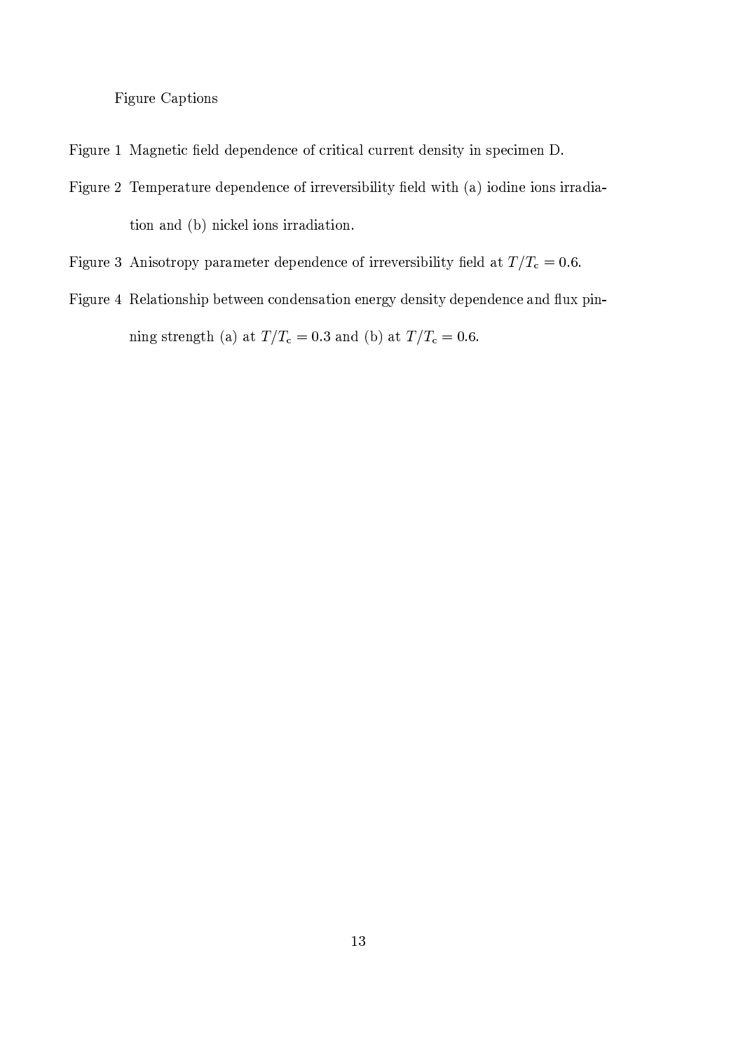## Figure Captions

Figure 1 Magnetic field dependence of critical current density in specimen D.

Figure 2 Temperature dependence of irreversibility field with (a) iodine ions irradiation and (b) nickel ions irradiation.

Figure 3 Anisotropy parameter dependence of irreversibility field at $T/T_{\mathrm{c}} = 0.6$.

Figure 4 Relationship between condensation energy density dependence and flux pinning strength (a) at $T/T_{\mathrm{c}} = 0.3$ and (b) at $T/T_{\mathrm{c}} = 0.6$.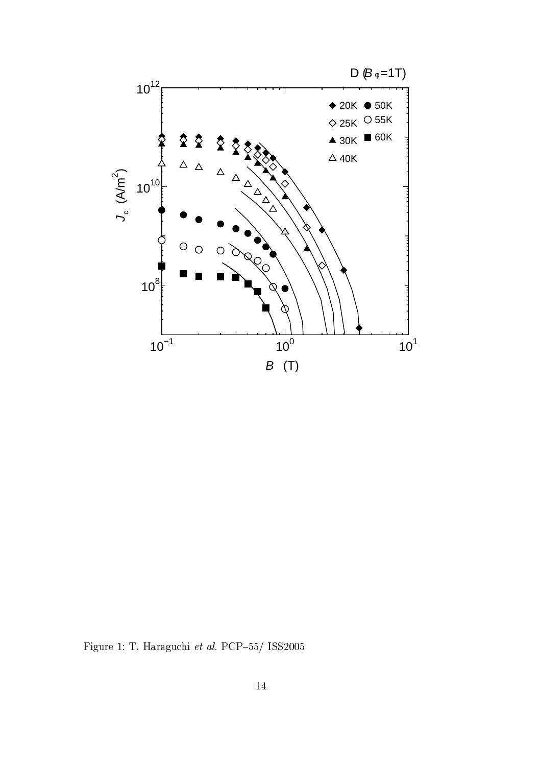D ($B_\varphi$=1T)

$10^{12}$

$10^{10}$

$10^{8}$

$J_c$ (A/m$^2$)

$10^{-1}$

$10^{0}$

$10^{1}$

$B$ (T)

20K

25K

30K

40K

50K

55K

60K

Figure 1: T. Haraguchi *et al.* PCP–55/ ISS2005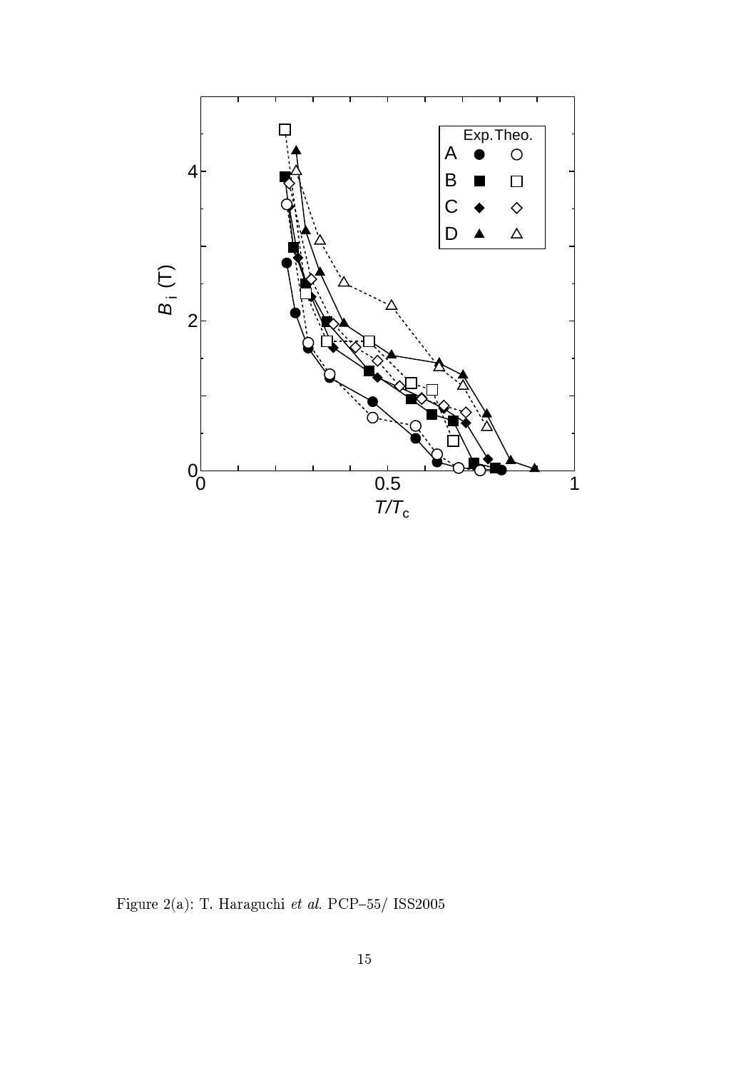Exp. Theo.

A ● ○

B ■ □

C ◆ ◇

D ▲ △

$B_{\mathrm{i}}$ (T)

0

2

4

0

0.5

1

$T/T_{\mathrm{c}}$

Figure 2(a): T. Haraguchi *et al.* PCP–55/ ISS2005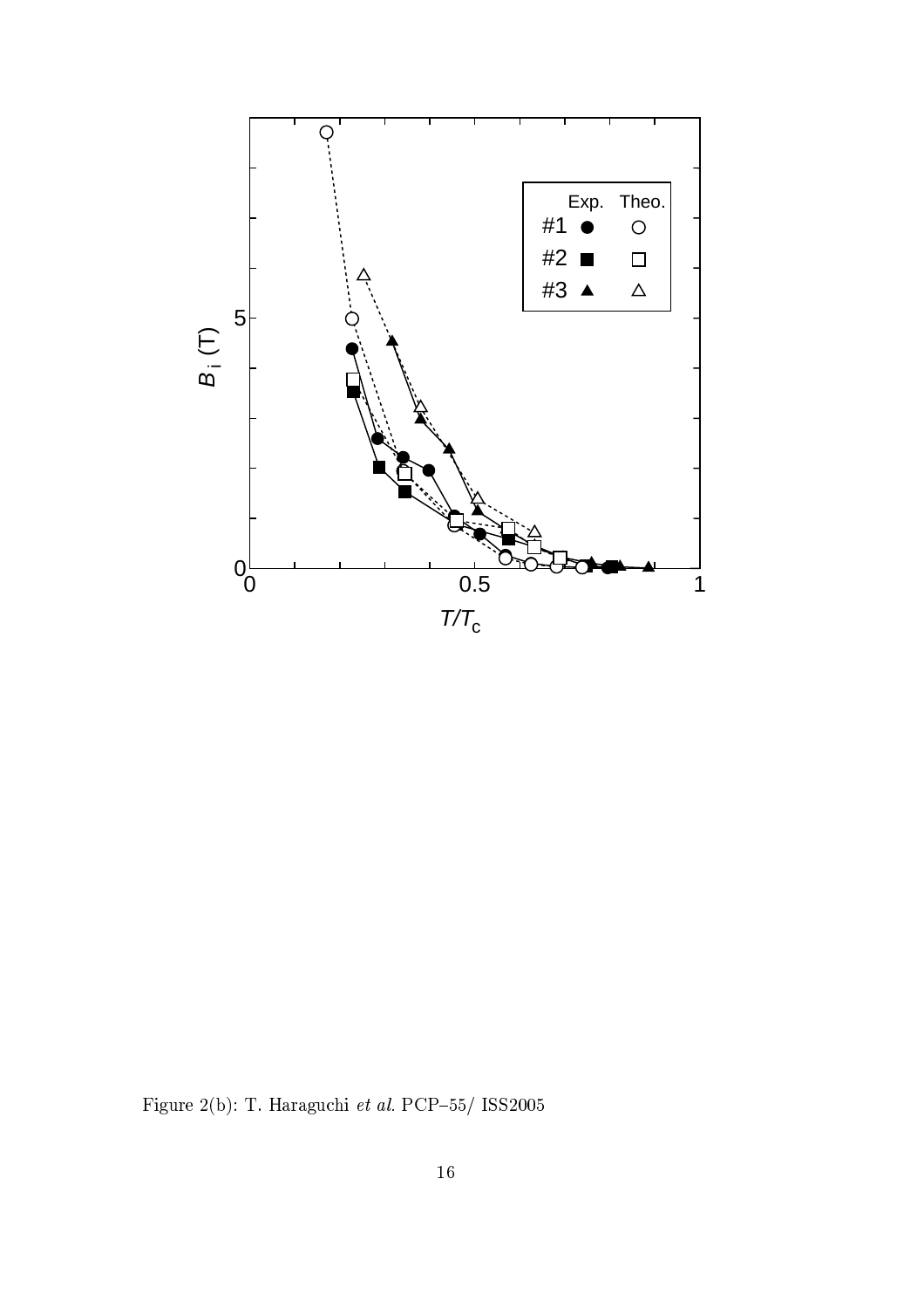Exp. Theo.

#1 ● ○

#2 ■ □

#3 ▲ △

$B_i$ (T)

5

0

0

0.5

1

$T/T_c$

Figure 2(b): T. Haraguchi *et al.* PCP–55/ ISS2005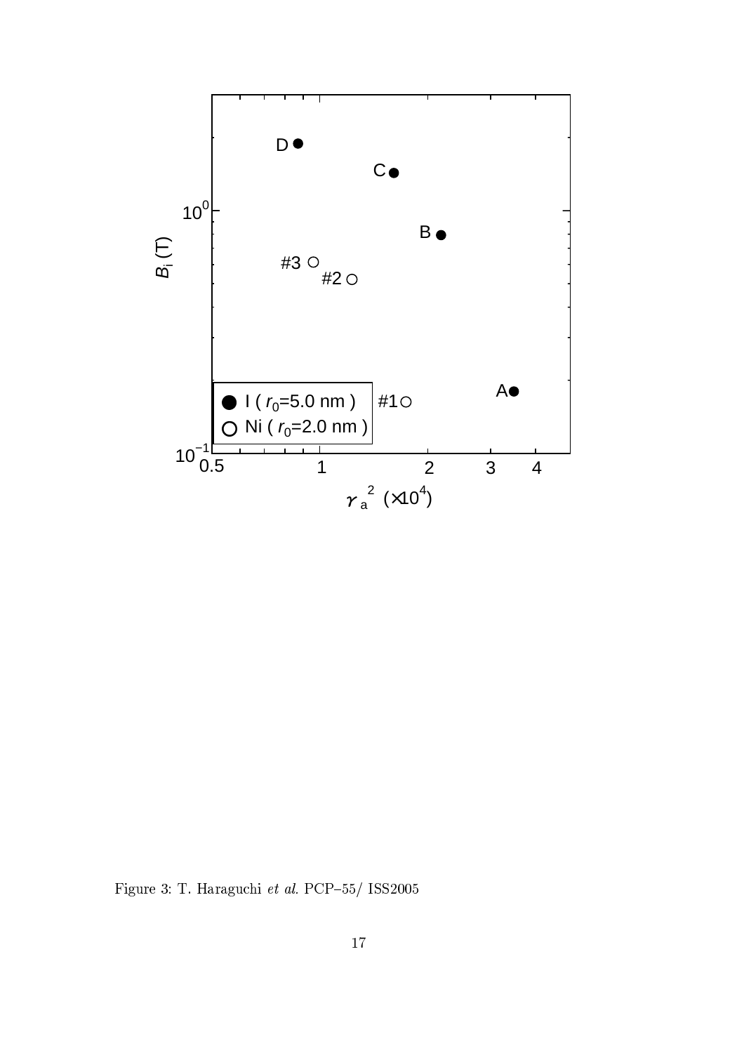$B_i$ (T)

$10^0$

$10^{-1}$

D

C

B

A

#3

#2

#1

● I ( $r_0$=5.0 nm )

○ Ni ( $r_0$=2.0 nm )

0.5

1

2

3

4

$r_a^2$ ($\times 10^4$)

Figure 3: T. Haraguchi *et al.* PCP–55/ ISS2005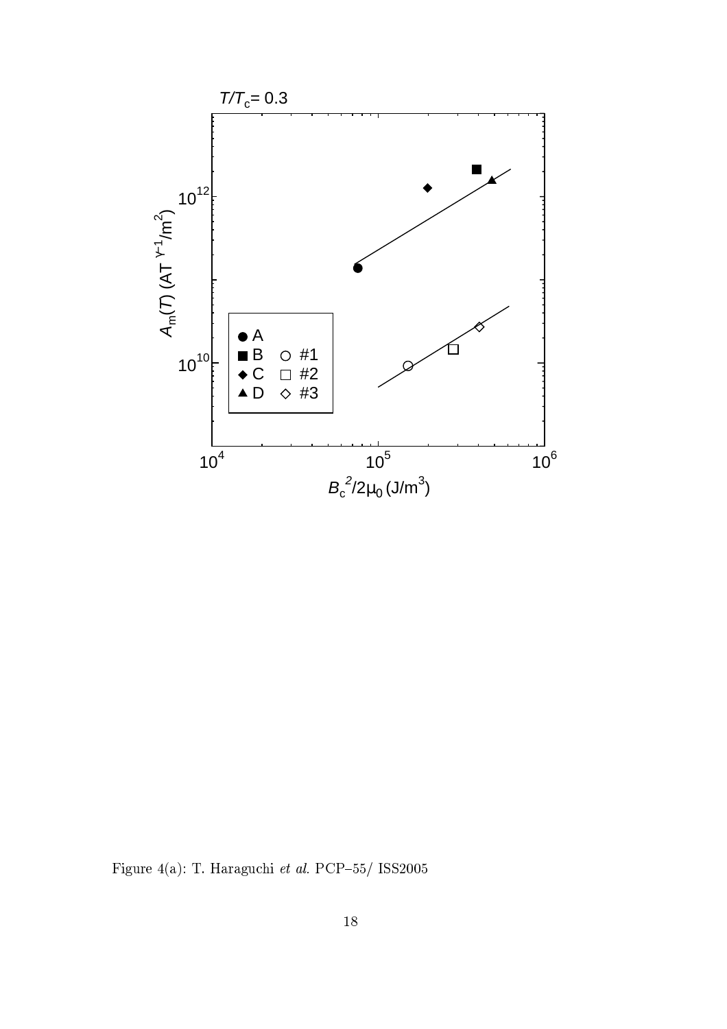$T/T_c = 0.3$

$A_m(T)$ $(AT^{\gamma-1}/m^2)$

$10^{12}$

$10^{10}$

● A

■ B ○ #1

◆ C □ #2

▲ D ◇ #3

$10^4$ $10^5$ $10^6$

$B_c^2/2\mu_0$ (J/m$^3$)

Figure 4(a): T. Haraguchi *et al.* PCP–55/ ISS2005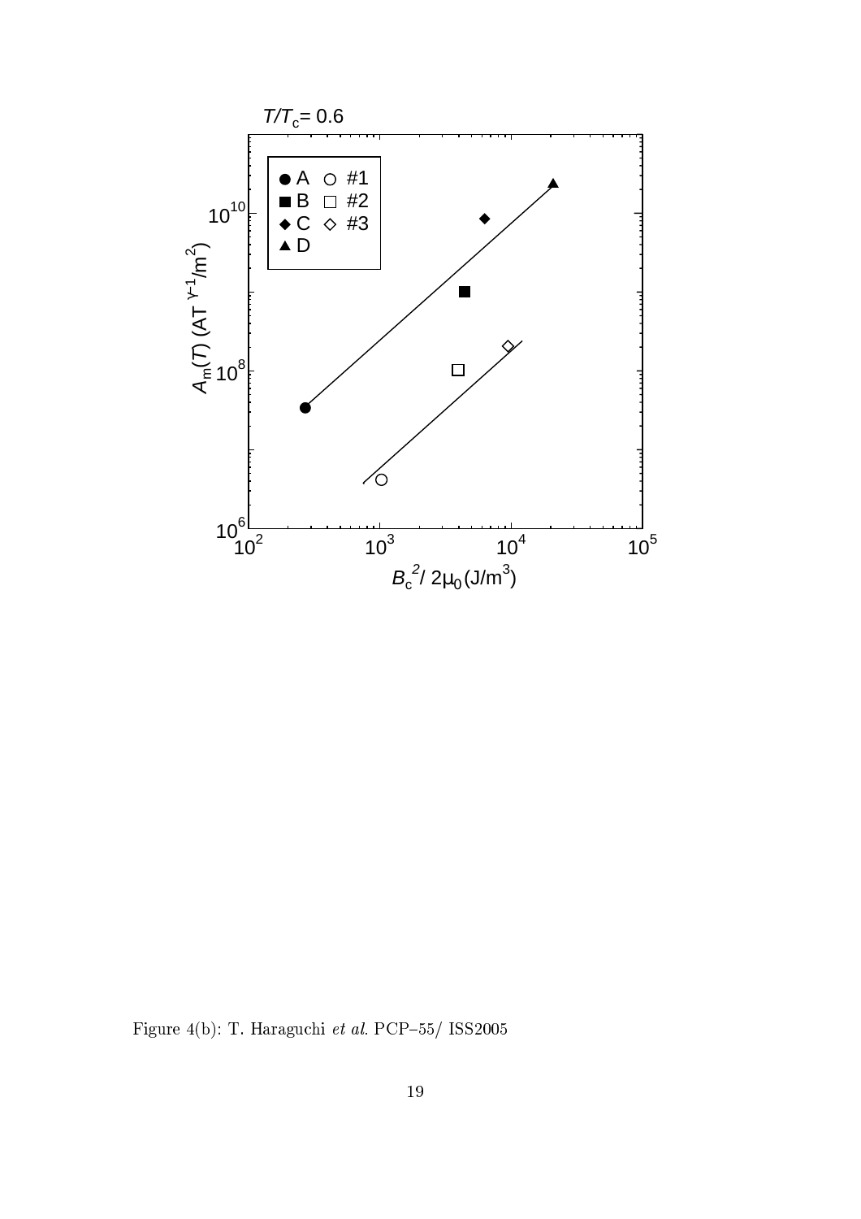$T/T_c = 0.6$

● A ○ #1
■ B □ #2
◆ C ◇ #3
▲ D

$A_m(T)$ (AT $^{\gamma-1}$/m$^2$)

$10^{10}$
$10^{8}$
$10^{6}$

$10^{2}$ $10^{3}$ $10^{4}$ $10^{5}$

$B_c^2 / 2\mu_0$ (J/m$^3$)

Figure 4(b): T. Haraguchi *et al.* PCP–55/ ISS2005